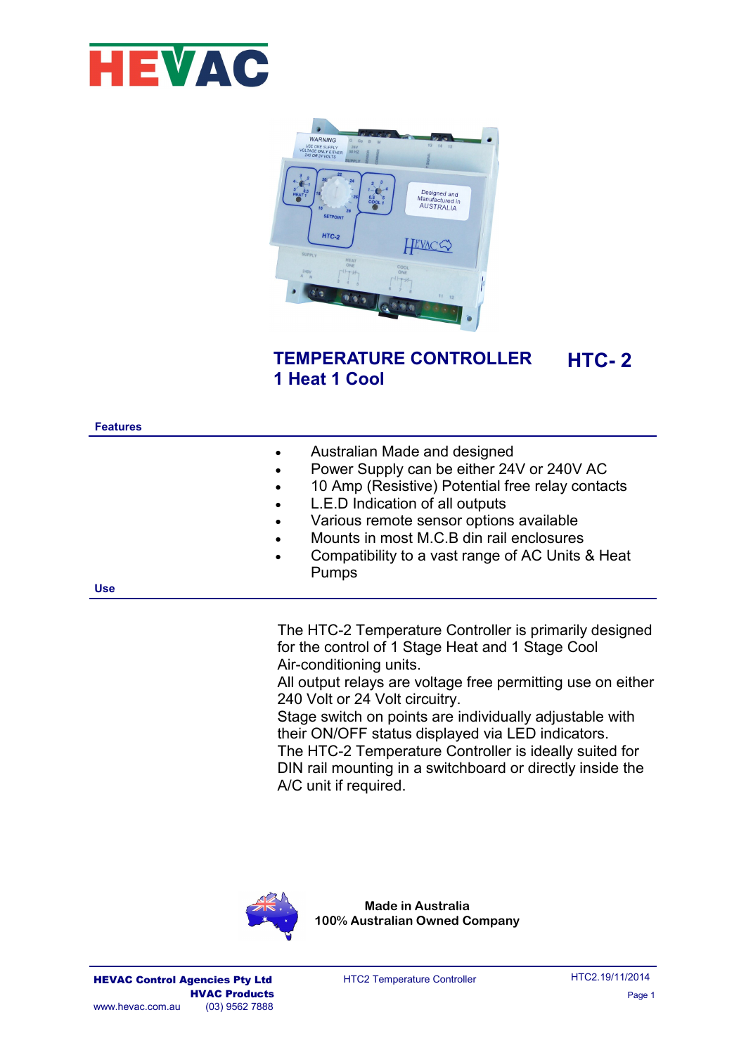# TEMPERATURE CONTROLLER HTC- 2

## 1 Heat 1 Cool

### Features

- Australian Made and designed
- Power Supply can be either 24V or 240V AC
- 10 Amp (Resistive) Potential free relay contacts
- L.E.D Indication of all outputs
- Various remote sensor options available
- Mounts in most M.C.B din rail enclosures
- Compatibility to a vast range of AC Units & Heat Pumps

### Use

The HTC-2 Temperature Controller is primarily designed for the control of 1 Stage Heat and 1 Stage Cool Air-conditioning units.
All output relays are voltage free permitting use on either 240 Volt or 24 Volt circuitry.
Stage switch on points are individually adjustable with their ON/OFF status displayed via LED indicators.
The HTC-2 Temperature Controller is ideally suited for DIN rail mounting in a switchboard or directly inside the A/C unit if required.

**Made in Australia**
**100% Australian Owned Company**

**HEVAC Control Agencies Pty Ltd**
**HVAC Products**
www.hevac.com.au (03) 9562 7888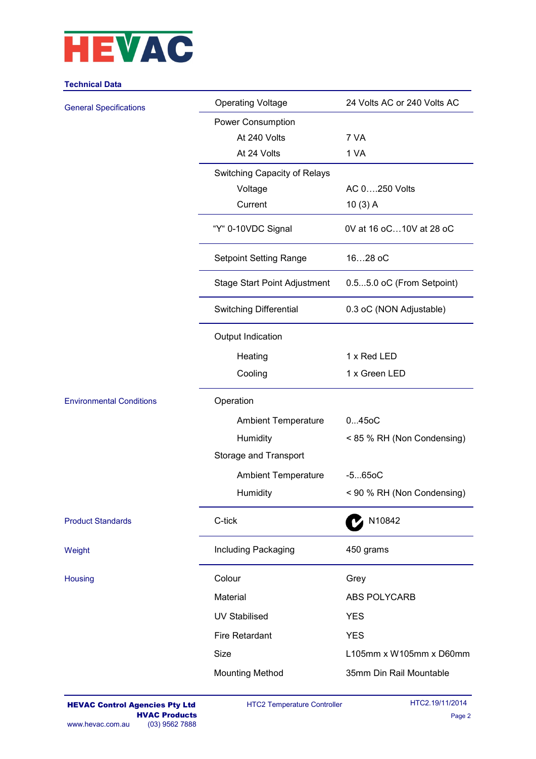## Technical Data

| | | |
|---|---|---|
| General Specifications | Operating Voltage | 24 Volts AC or 240 Volts AC |
| | Power Consumption | |
| | At 240 Volts | 7 VA |
| | At 24 Volts | 1 VA |
| | Switching Capacity of Relays | |
| | Voltage | AC 0….250 Volts |
| | Current | 10 (3) A |
| | "Y" 0-10VDC Signal | 0V at 16 oC…10V at 28 oC |
| | Setpoint Setting Range | 16…28 oC |
| | Stage Start Point Adjustment | 0.5...5.0 oC (From Setpoint) |
| | Switching Differential | 0.3 oC (NON Adjustable) |
| | Output Indication | |
| | Heating | 1 x Red LED |
| | Cooling | 1 x Green LED |
| Environmental Conditions | Operation | |
| | Ambient Temperature | 0...45oC |
| | Humidity | < 85 % RH (Non Condensing) |
| | Storage and Transport | |
| | Ambient Temperature | -5...65oC |
| | Humidity | < 90 % RH (Non Condensing) |
| Product Standards | C-tick | N10842 |
| Weight | Including Packaging | 450 grams |
| Housing | Colour | Grey |
| | Material | ABS POLYCARB |
| | UV Stabilised | YES |
| | Fire Retardant | YES |
| | Size | L105mm x W105mm x D60mm |
| | Mounting Method | 35mm Din Rail Mountable |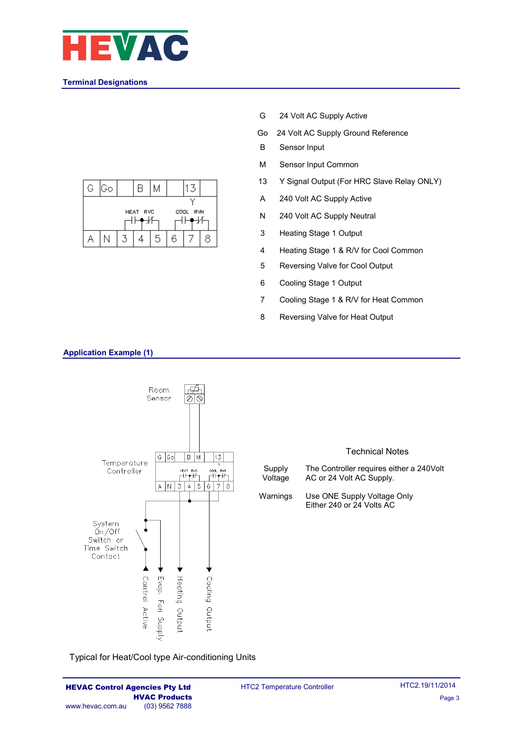## Terminal Designations

| Terminal | Description |
|---|---|
| G | 24 Volt AC Supply Active |
| Go | 24 Volt AC Supply Ground Reference |
| B | Sensor Input |
| M | Sensor Input Common |
| 13 | Y Signal Output (For HRC Slave Relay ONLY) |
| A | 240 Volt AC Supply Active |
| N | 240 Volt AC Supply Neutral |
| 3 | Heating Stage 1 Output |
| 4 | Heating Stage 1 & R/V for Cool Common |
| 5 | Reversing Valve for Cool Output |
| 6 | Cooling Stage 1 Output |
| 7 | Cooling Stage 1 & R/V for Heat Common |
| 8 | Reversing Valve for Heat Output |

## Application Example (1)

Typical for Heat/Cool type Air-conditioning Units

### Technical Notes

| | |
|---|---|
| Supply Voltage | The Controller requires either a 240Volt AC or 24 Volt AC Supply. |
| Warnings | Use ONE Supply Voltage Only Either 240 or 24 Volts AC |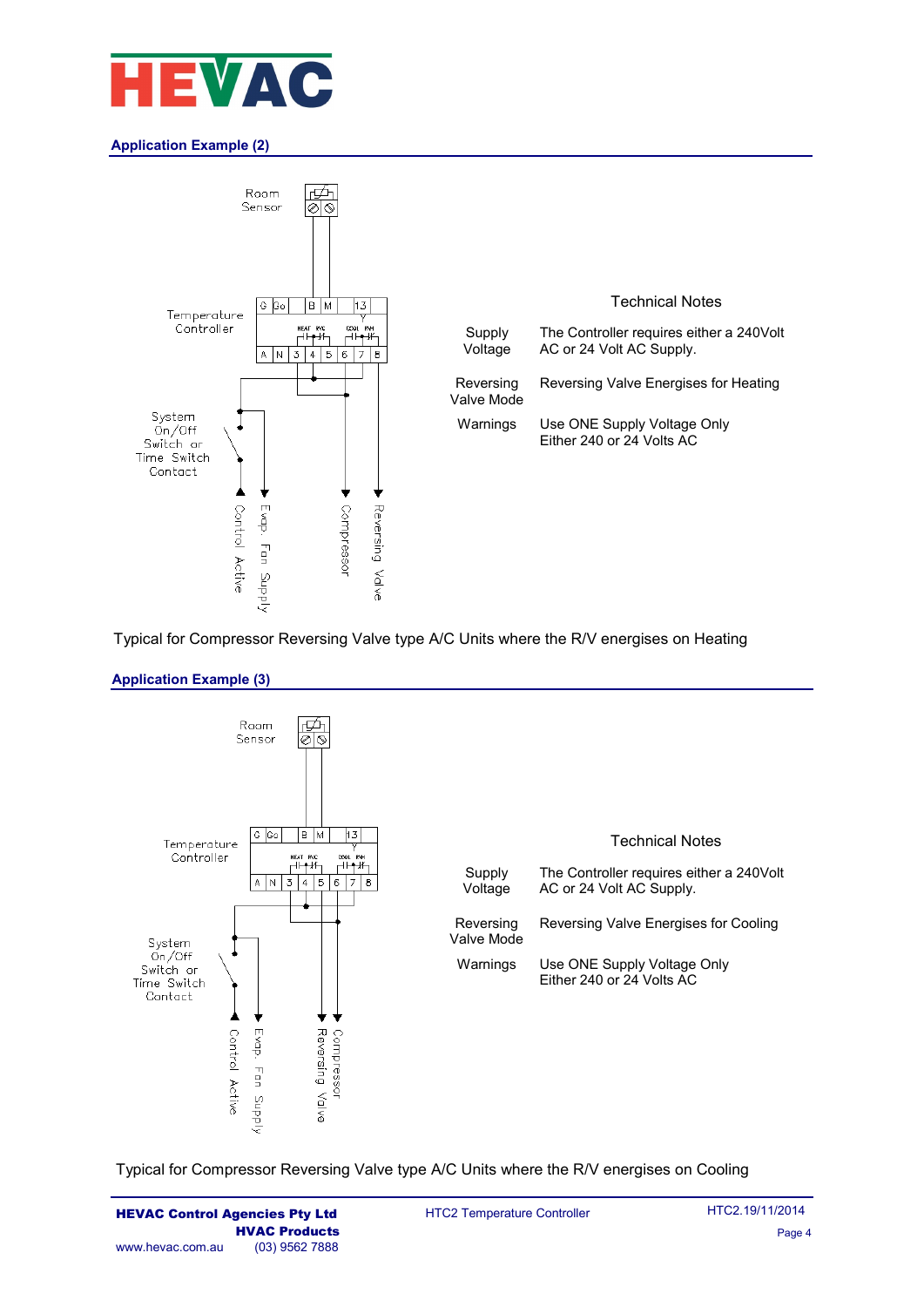## Application Example (2)

Room Sensor

Temperature Controller

G Go B M 13

HEAT RVC COOL RVH

A N 3 4 5 6 7 8

System On/Off Switch or Time Switch Contact

Control Active

Evap. Fan Supply

Compressor

Reversing Valve

### Technical Notes

| | |
|---|---|
| Supply Voltage | The Controller requires either a 240Volt AC or 24 Volt AC Supply. |
| Reversing Valve Mode | Reversing Valve Energises for Heating |
| Warnings | Use ONE Supply Voltage Only Either 240 or 24 Volts AC |

Typical for Compressor Reversing Valve type A/C Units where the R/V energises on Heating

## Application Example (3)

Room Sensor

Temperature Controller

G Go B M 13

HEAT RVC COOL RVH

A N 3 4 5 6 7 8

System On/Off Switch or Time Switch Contact

Control Active

Evap. Fan Supply

Reversing Valve

Compressor

### Technical Notes

| | |
|---|---|
| Supply Voltage | The Controller requires either a 240Volt AC or 24 Volt AC Supply. |
| Reversing Valve Mode | Reversing Valve Energises for Cooling |
| Warnings | Use ONE Supply Voltage Only Either 240 or 24 Volts AC |

Typical for Compressor Reversing Valve type A/C Units where the R/V energises on Cooling